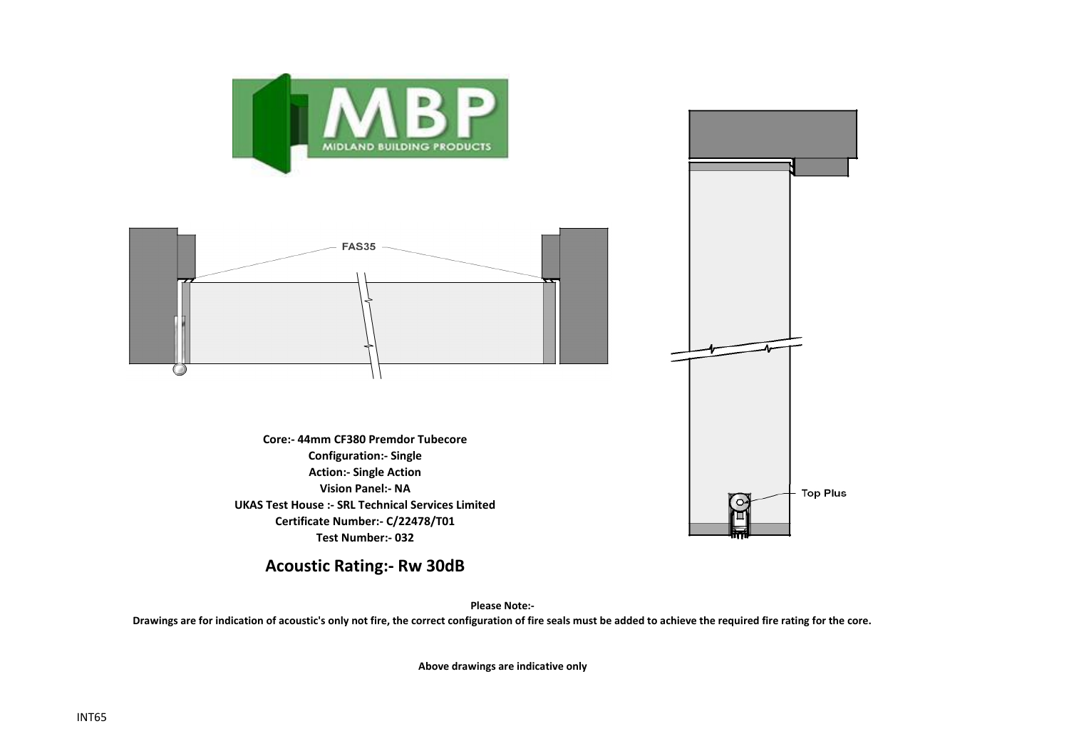MBP
MIDLAND BUILDING PRODUCTS

FAS35

Top Plus

**Core:- 44mm CF380 Premdor Tubecore**
**Configuration:- Single**
**Action:- Single Action**
**Vision Panel:- NA**
**UKAS Test House :- SRL Technical Services Limited**
**Certificate Number:- C/22478/T01**
**Test Number:- 032**

## Acoustic Rating:- Rw 30dB

**Please Note:-**

**Drawings are for indication of acoustic's only not fire, the correct configuration of fire seals must be added to achieve the required fire rating for the core.**

**Above drawings are indicative only**

INT65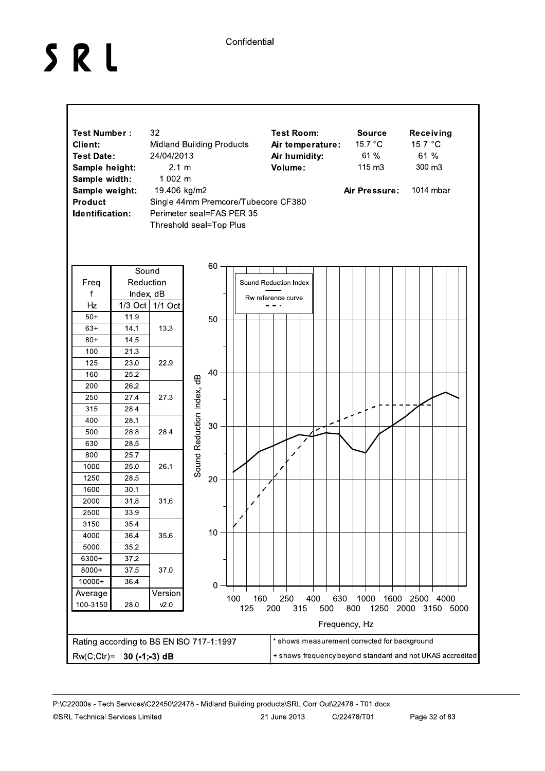SRL

Confidential

| | | | | | |
|---|---|---|---|---|---|
| **Test Number :** | 32 | **Test Room:** | **Source** | **Receiving** |
| **Client:** | Midland Building Products | **Air temperature:** | 15.7 °C | 15.7 °C |
| **Test Date:** | 24/04/2013 | **Air humidity:** | 61 % | 61 % |
| **Sample height:** | 2.1 m | **Volume:** | 115 m3 | 300 m3 |
| **Sample width:** | 1.002 m | | | |
| **Sample weight:** | 19.406 kg/m2 | **Air Pressure:** | | 1014 mbar |
| **Product Identification:** | Single 44mm Premcore/Tubecore CF380<br>Perimeter seal=FAS PER 35<br>Threshold seal=Top Plus | | | |

| Freq f Hz | Sound Reduction Index, dB 1/3 Oct | 1/1 Oct |
|---|---|---|
| 50+ | 11.9 | |
| 63+ | 14.1 | 13.3 |
| 80+ | 14.5 | |
| 100 | 21.3 | |
| 125 | 23.0 | 22.9 |
| 160 | 25.2 | |
| 200 | 26.2 | |
| 250 | 27.4 | 27.3 |
| 315 | 28.4 | |
| 400 | 28.1 | |
| 500 | 28.8 | 28.4 |
| 630 | 28.5 | |
| 800 | 25.7 | |
| 1000 | 25.0 | 26.1 |
| 1250 | 28.5 | |
| 1600 | 30.1 | |
| 2000 | 31.8 | 31.6 |
| 2500 | 33.9 | |
| 3150 | 35.4 | |
| 4000 | 36.4 | 35.6 |
| 5000 | 35.2 | |
| 6300+ | 37.2 | |
| 8000+ | 37.5 | 37.0 |
| 10000+ | 36.4 | |
| Average 100-3150 | 28.0 | Version v2.0 |

Sound Reduction Index
Rw reference curve
Sound Reduction Index, dB
60
50
40
30
20
10
0
100 125 160 200 250 315 400 500 630 800 1000 1250 1600 2000 2500 3150 4000 5000
Frequency, Hz

Rating according to BS EN ISO 717-1:1997

Rw(C;Ctr)= **30 (-1;-3) dB**

\* shows measurement corrected for background

+ shows frequency beyond standard and not UKAS accredited